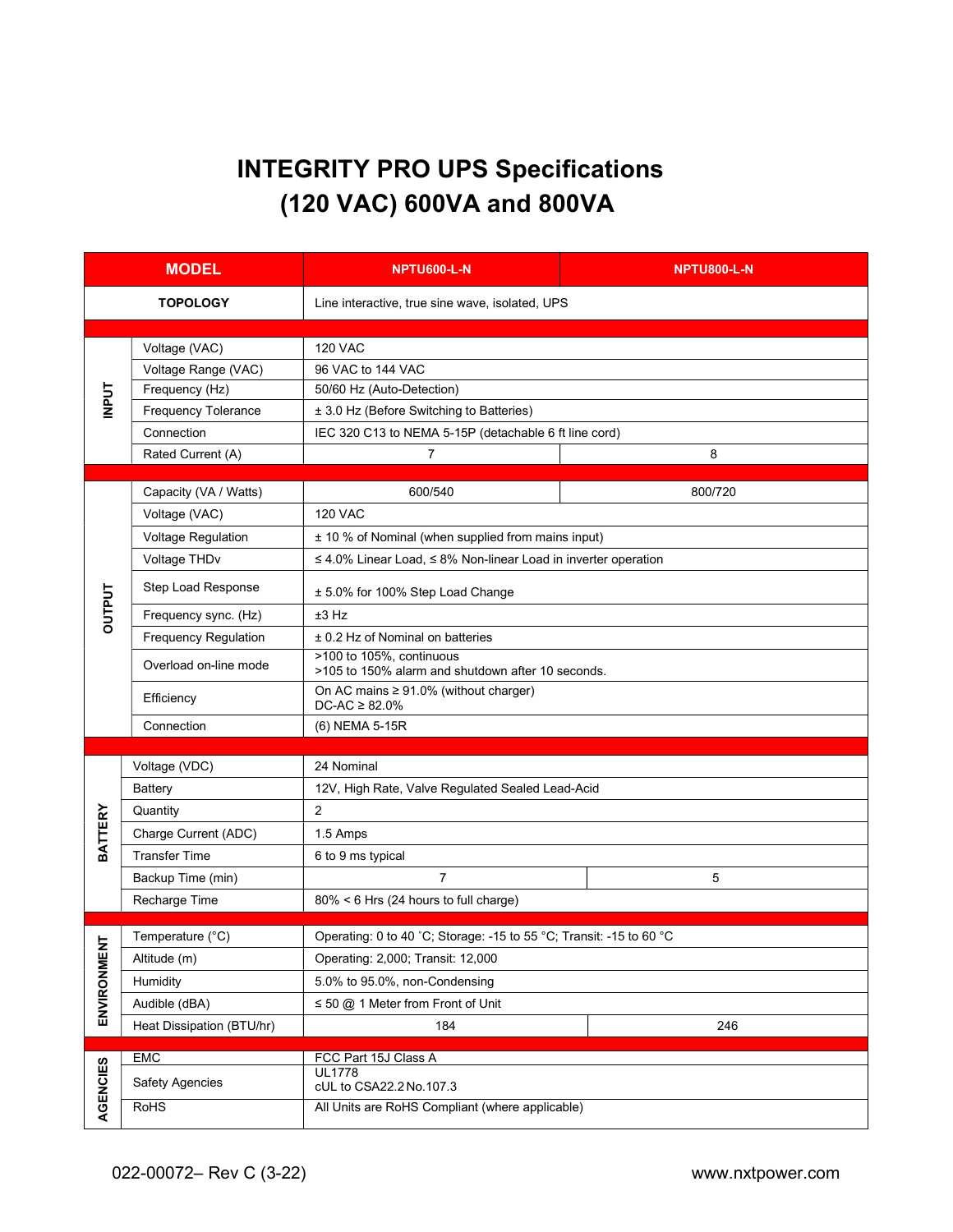# INTEGRITY PRO UPS Specifications
# (120 VAC) 600VA and 800VA

| MODEL | | NPTU600-L-N | NPTU800-L-N |
|---|---|---|---|
| TOPOLOGY | | Line interactive, true sine wave, isolated, UPS | |
| INPUT | Voltage (VAC) | 120 VAC | |
| | Voltage Range (VAC) | 96 VAC to 144 VAC | |
| | Frequency (Hz) | 50/60 Hz (Auto-Detection) | |
| | Frequency Tolerance | ± 3.0 Hz (Before Switching to Batteries) | |
| | Connection | IEC 320 C13 to NEMA 5-15P (detachable 6 ft line cord) | |
| | Rated Current (A) | 7 | 8 |
| OUTPUT | Capacity (VA / Watts) | 600/540 | 800/720 |
| | Voltage (VAC) | 120 VAC | |
| | Voltage Regulation | ± 10 % of Nominal (when supplied from mains input) | |
| | Voltage THDv | ≤ 4.0% Linear Load, ≤ 8% Non-linear Load in inverter operation | |
| | Step Load Response | ± 5.0% for 100% Step Load Change | |
| | Frequency sync. (Hz) | ±3 Hz | |
| | Frequency Regulation | ± 0.2 Hz of Nominal on batteries | |
| | Overload on-line mode | >100 to 105%, continuous<br>>105 to 150% alarm and shutdown after 10 seconds. | |
| | Efficiency | On AC mains ≥ 91.0% (without charger)<br>DC-AC ≥ 82.0% | |
| | Connection | (6) NEMA 5-15R | |
| BATTERY | Voltage (VDC) | 24 Nominal | |
| | Battery | 12V, High Rate, Valve Regulated Sealed Lead-Acid | |
| | Quantity | 2 | |
| | Charge Current (ADC) | 1.5 Amps | |
| | Transfer Time | 6 to 9 ms typical | |
| | Backup Time (min) | 7 | 5 |
| | Recharge Time | 80% < 6 Hrs (24 hours to full charge) | |
| ENVIRONMENT | Temperature (°C) | Operating: 0 to 40 ˚C; Storage: -15 to 55 °C; Transit: -15 to 60 °C | |
| | Altitude (m) | Operating: 2,000; Transit: 12,000 | |
| | Humidity | 5.0% to 95.0%, non-Condensing | |
| | Audible (dBA) | ≤ 50 @ 1 Meter from Front of Unit | |
| | Heat Dissipation (BTU/hr) | 184 | 246 |
| AGENCIES | EMC | FCC Part 15J Class A | |
| | Safety Agencies | UL1778<br>cUL to CSA22.2 No.107.3 | |
| | RoHS | All Units are RoHS Compliant (where applicable) | |

022-00072– Rev C (3-22) www.nxtpower.com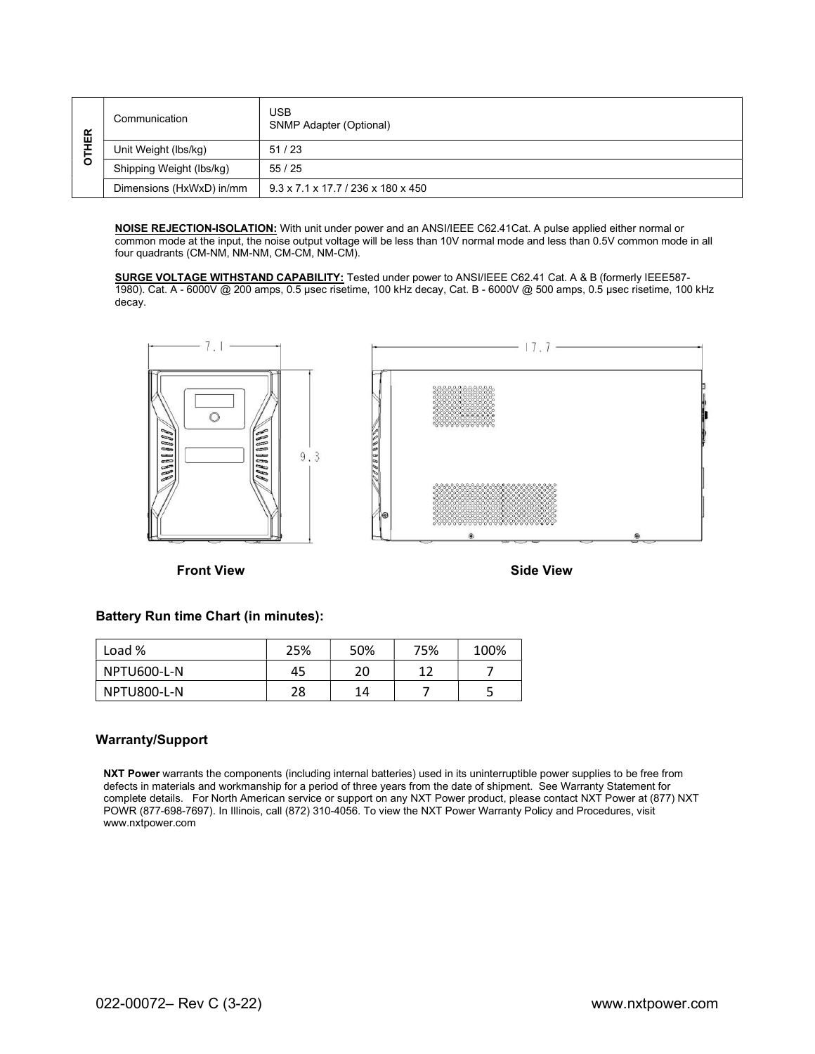| OTHER | Communication | USB<br>SNMP Adapter (Optional) |
|---|---|---|
| | Unit Weight (lbs/kg) | 51 / 23 |
| | Shipping Weight (lbs/kg) | 55 / 25 |
| | Dimensions (HxWxD) in/mm | 9.3 x 7.1 x 17.7 / 236 x 180 x 450 |

**NOISE REJECTION-ISOLATION:** With unit under power and an ANSI/IEEE C62.41Cat. A pulse applied either normal or common mode at the input, the noise output voltage will be less than 10V normal mode and less than 0.5V common mode in all four quadrants (CM-NM, NM-NM, CM-CM, NM-CM).

**SURGE VOLTAGE WITHSTAND CAPABILITY:** Tested under power to ANSI/IEEE C62.41 Cat. A & B (formerly IEEE587-1980). Cat. A - 6000V @ 200 amps, 0.5 µsec risetime, 100 kHz decay, Cat. B - 6000V @ 500 amps, 0.5 µsec risetime, 100 kHz decay.

7.1

9.3

17.7

Front View

Side View

### Battery Run time Chart (in minutes):

| Load % | 25% | 50% | 75% | 100% |
|---|---|---|---|---|
| NPTU600-L-N | 45 | 20 | 12 | 7 |
| NPTU800-L-N | 28 | 14 | 7 | 5 |

### Warranty/Support

**NXT Power** warrants the components (including internal batteries) used in its uninterruptible power supplies to be free from defects in materials and workmanship for a period of three years from the date of shipment. See Warranty Statement for complete details. For North American service or support on any NXT Power product, please contact NXT Power at (877) NXT POWR (877-698-7697). In Illinois, call (872) 310-4056. To view the NXT Power Warranty Policy and Procedures, visit www.nxtpower.com

022-00072– Rev C (3-22)